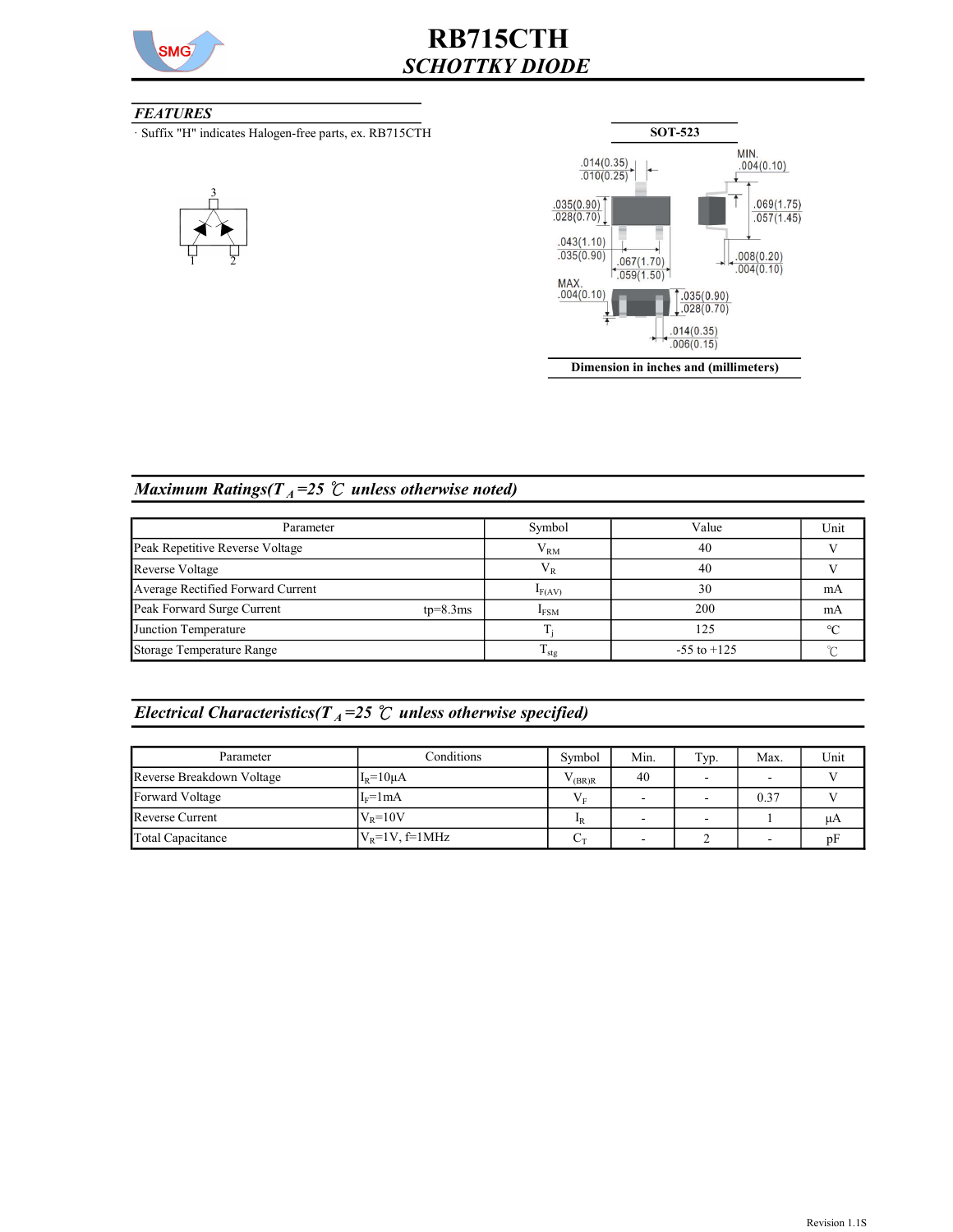# RB715CTH

## *SCHOTTKY DIODE*

### *FEATURES*

· Suffix "H" indicates Halogen-free parts, ex. RB715CTH

SOT-523

Dimension in inches and (millimeters)

### *Maximum Ratings($T_A$=25 ℃ unless otherwise noted)*

| Parameter | | Symbol | Value | Unit |
|---|---|---|---|---|
| Peak Repetitive Reverse Voltage | | $V_{RM}$ | 40 | V |
| Reverse Voltage | | $V_R$ | 40 | V |
| Average Rectified Forward Current | | $I_{F(AV)}$ | 30 | mA |
| Peak Forward Surge Current | tp=8.3ms | $I_{FSM}$ | 200 | mA |
| Junction Temperature | | $T_j$ | 125 | ℃ |
| Storage Temperature Range | | $T_{stg}$ | -55 to +125 | ℃ |

### *Electrical Characteristics($T_A$=25 ℃ unless otherwise specified)*

| Parameter | Conditions | Symbol | Min. | Typ. | Max. | Unit |
|---|---|---|---|---|---|---|
| Reverse Breakdown Voltage | $I_R$=10μA | $V_{(BR)R}$ | 40 | - | - | V |
| Forward Voltage | $I_F$=1mA | $V_F$ | - | - | 0.37 | V |
| Reverse Current | $V_R$=10V | $I_R$ | - | - | 1 | μA |
| Total Capacitance | $V_R$=1V, f=1MHz | $C_T$ | - | 2 | - | pF |

Revision 1.1S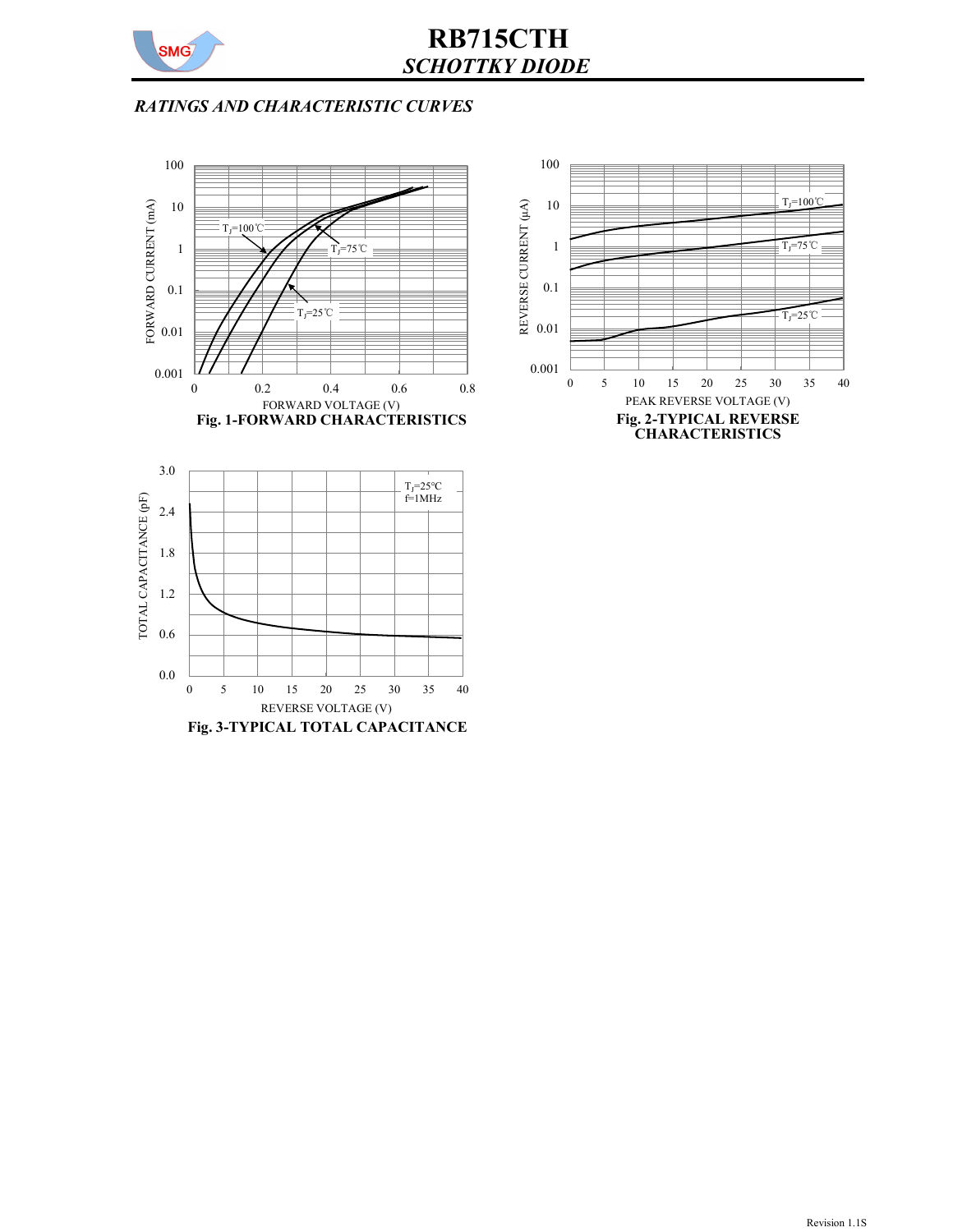## *RATINGS AND CHARACTERISTIC CURVES*

**Fig. 1-FORWARD CHARACTERISTICS**

**Fig. 2-TYPICAL REVERSE CHARACTERISTICS**

**Fig. 3-TYPICAL TOTAL CAPACITANCE**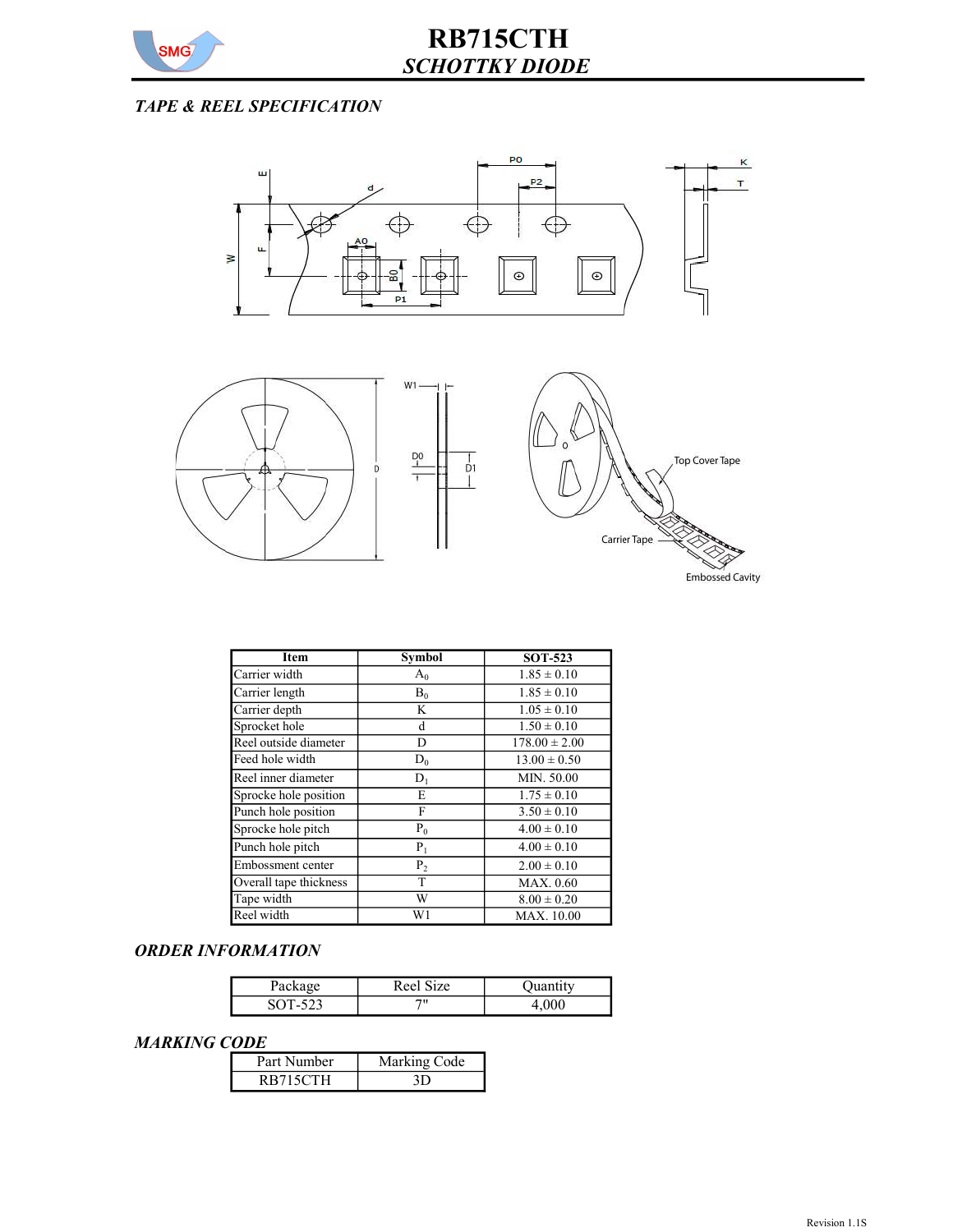## TAPE & REEL SPECIFICATION

| Item | Symbol | SOT-523 |
|---|---|---|
| Carrier width | $A_0$ | 1.85 ± 0.10 |
| Carrier length | $B_0$ | 1.85 ± 0.10 |
| Carrier depth | K | 1.05 ± 0.10 |
| Sprocket hole | d | 1.50 ± 0.10 |
| Reel outside diameter | D | 178.00 ± 2.00 |
| Feed hole width | $D_0$ | 13.00 ± 0.50 |
| Reel inner diameter | $D_1$ | MIN. 50.00 |
| Sprocke hole position | E | 1.75 ± 0.10 |
| Punch hole position | F | 3.50 ± 0.10 |
| Sprocke hole pitch | $P_0$ | 4.00 ± 0.10 |
| Punch hole pitch | $P_1$ | 4.00 ± 0.10 |
| Embossment center | $P_2$ | 2.00 ± 0.10 |
| Overall tape thickness | T | MAX. 0.60 |
| Tape width | W | 8.00 ± 0.20 |
| Reel width | W1 | MAX. 10.00 |

## ORDER INFORMATION

| Package | Reel Size | Quantity |
|---|---|---|
| SOT-523 | 7" | 4,000 |

## MARKING CODE

| Part Number | Marking Code |
|---|---|
| RB715CTH | 3D |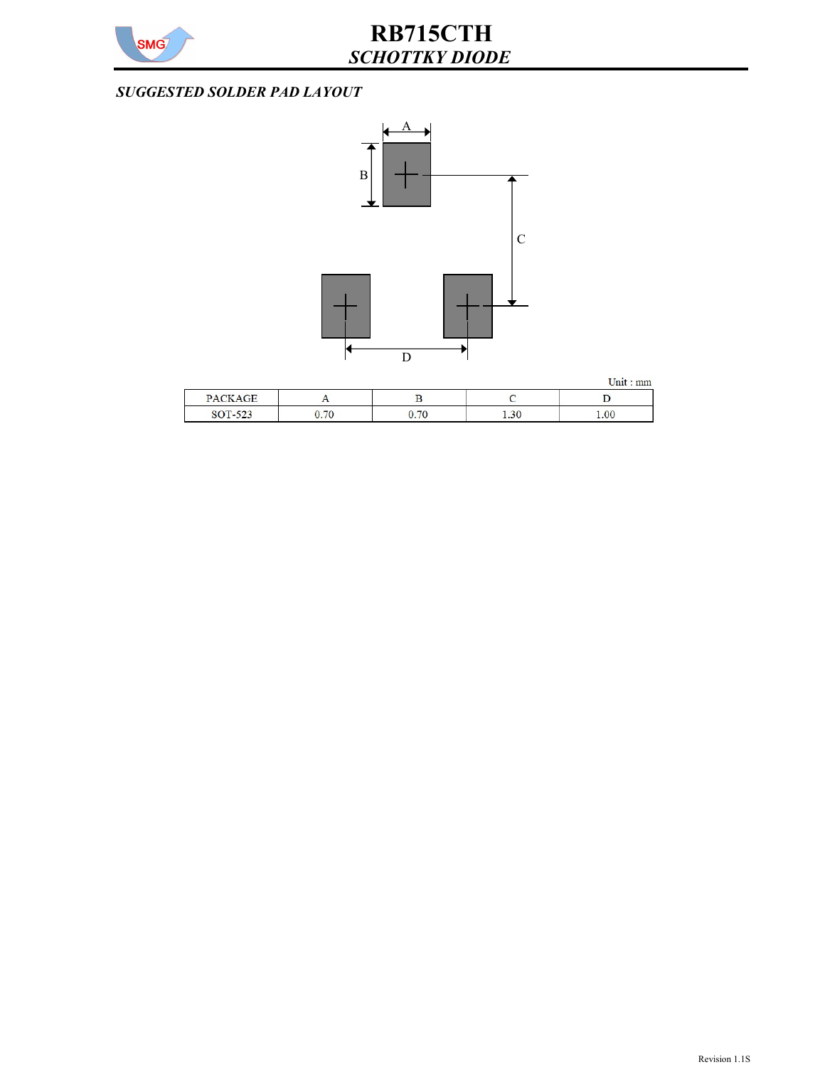### *SUGGESTED SOLDER PAD LAYOUT*

A

B

C

D

Unit : mm

| PACKAGE | A | B | C | D |
|---|---|---|---|---|
| SOT-523 | 0.70 | 0.70 | 1.30 | 1.00 |

Revision 1.1S